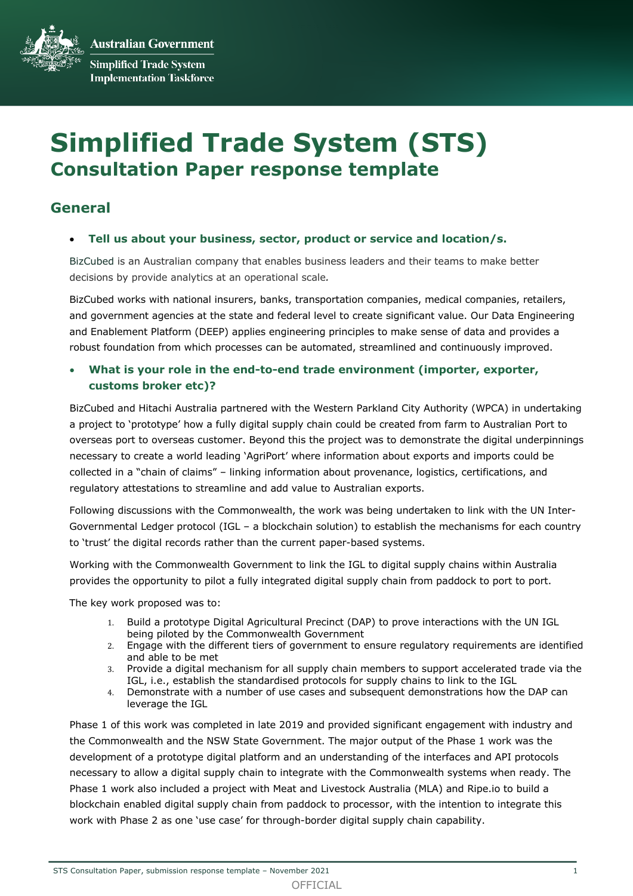# Simplified Trade System (STS)

## Consultation Paper response template

## General

- **Tell us about your business, sector, product or service and location/s.**

BizCubed is an Australian company that enables business leaders and their teams to make better decisions by provide analytics at an operational scale.

BizCubed works with national insurers, banks, transportation companies, medical companies, retailers, and government agencies at the state and federal level to create significant value. Our Data Engineering and Enablement Platform (DEEP) applies engineering principles to make sense of data and provides a robust foundation from which processes can be automated, streamlined and continuously improved.

- **What is your role in the end-to-end trade environment (importer, exporter, customs broker etc)?**

BizCubed and Hitachi Australia partnered with the Western Parkland City Authority (WPCA) in undertaking a project to 'prototype' how a fully digital supply chain could be created from farm to Australian Port to overseas port to overseas customer. Beyond this the project was to demonstrate the digital underpinnings necessary to create a world leading 'AgriPort' where information about exports and imports could be collected in a "chain of claims" – linking information about provenance, logistics, certifications, and regulatory attestations to streamline and add value to Australian exports.

Following discussions with the Commonwealth, the work was being undertaken to link with the UN Inter-Governmental Ledger protocol (IGL – a blockchain solution) to establish the mechanisms for each country to 'trust' the digital records rather than the current paper-based systems.

Working with the Commonwealth Government to link the IGL to digital supply chains within Australia provides the opportunity to pilot a fully integrated digital supply chain from paddock to port to port.

The key work proposed was to:

1. Build a prototype Digital Agricultural Precinct (DAP) to prove interactions with the UN IGL being piloted by the Commonwealth Government
2. Engage with the different tiers of government to ensure regulatory requirements are identified and able to be met
3. Provide a digital mechanism for all supply chain members to support accelerated trade via the IGL, i.e., establish the standardised protocols for supply chains to link to the IGL
4. Demonstrate with a number of use cases and subsequent demonstrations how the DAP can leverage the IGL

Phase 1 of this work was completed in late 2019 and provided significant engagement with industry and the Commonwealth and the NSW State Government. The major output of the Phase 1 work was the development of a prototype digital platform and an understanding of the interfaces and API protocols necessary to allow a digital supply chain to integrate with the Commonwealth systems when ready. The Phase 1 work also included a project with Meat and Livestock Australia (MLA) and Ripe.io to build a blockchain enabled digital supply chain from paddock to processor, with the intention to integrate this work with Phase 2 as one 'use case' for through-border digital supply chain capability.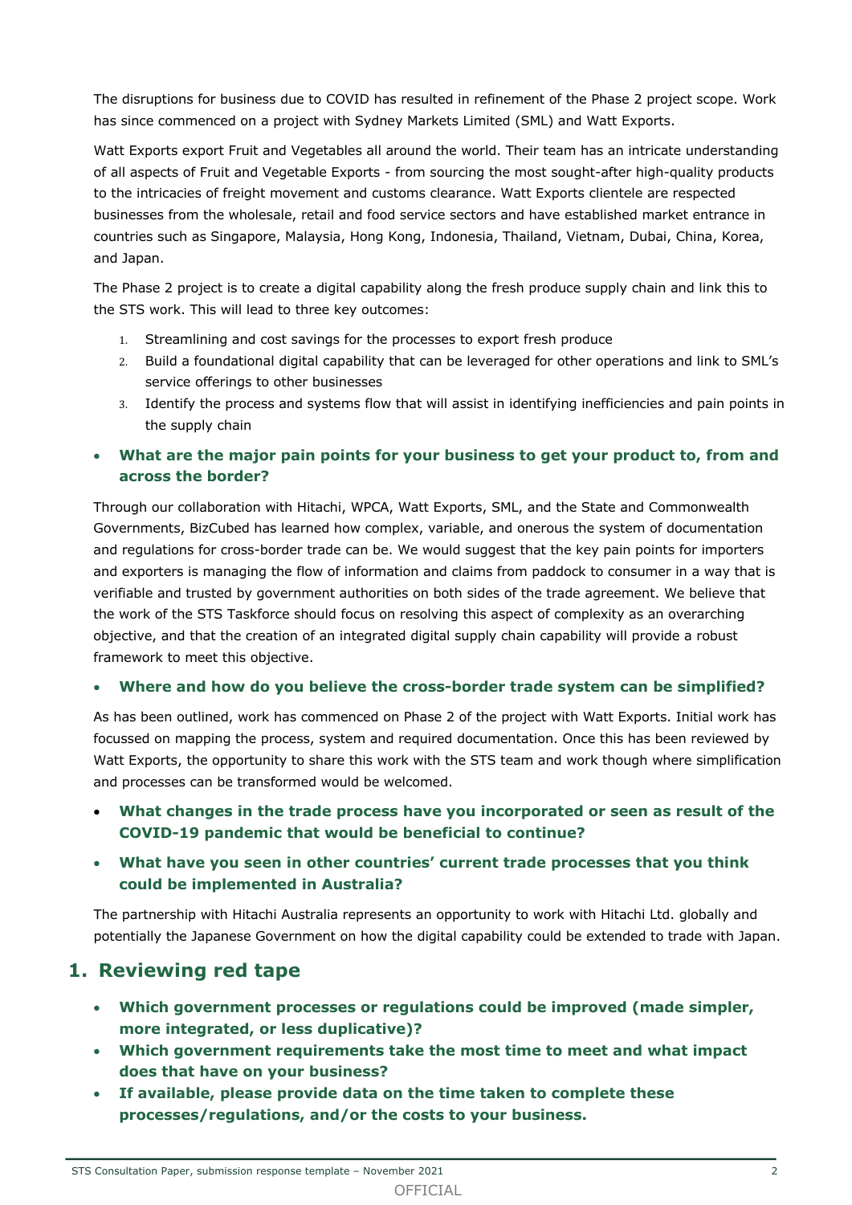The disruptions for business due to COVID has resulted in refinement of the Phase 2 project scope. Work has since commenced on a project with Sydney Markets Limited (SML) and Watt Exports.

Watt Exports export Fruit and Vegetables all around the world. Their team has an intricate understanding of all aspects of Fruit and Vegetable Exports - from sourcing the most sought-after high-quality products to the intricacies of freight movement and customs clearance. Watt Exports clientele are respected businesses from the wholesale, retail and food service sectors and have established market entrance in countries such as Singapore, Malaysia, Hong Kong, Indonesia, Thailand, Vietnam, Dubai, China, Korea, and Japan.

The Phase 2 project is to create a digital capability along the fresh produce supply chain and link this to the STS work. This will lead to three key outcomes:

1. Streamlining and cost savings for the processes to export fresh produce
2. Build a foundational digital capability that can be leveraged for other operations and link to SML's service offerings to other businesses
3. Identify the process and systems flow that will assist in identifying inefficiencies and pain points in the supply chain

- **What are the major pain points for your business to get your product to, from and across the border?**

Through our collaboration with Hitachi, WPCA, Watt Exports, SML, and the State and Commonwealth Governments, BizCubed has learned how complex, variable, and onerous the system of documentation and regulations for cross-border trade can be. We would suggest that the key pain points for importers and exporters is managing the flow of information and claims from paddock to consumer in a way that is verifiable and trusted by government authorities on both sides of the trade agreement. We believe that the work of the STS Taskforce should focus on resolving this aspect of complexity as an overarching objective, and that the creation of an integrated digital supply chain capability will provide a robust framework to meet this objective.

- **Where and how do you believe the cross-border trade system can be simplified?**

As has been outlined, work has commenced on Phase 2 of the project with Watt Exports. Initial work has focussed on mapping the process, system and required documentation. Once this has been reviewed by Watt Exports, the opportunity to share this work with the STS team and work though where simplification and processes can be transformed would be welcomed.

- **What changes in the trade process have you incorporated or seen as result of the COVID-19 pandemic that would be beneficial to continue?**
- **What have you seen in other countries' current trade processes that you think could be implemented in Australia?**

The partnership with Hitachi Australia represents an opportunity to work with Hitachi Ltd. globally and potentially the Japanese Government on how the digital capability could be extended to trade with Japan.

## 1. Reviewing red tape

- **Which government processes or regulations could be improved (made simpler, more integrated, or less duplicative)?**
- **Which government requirements take the most time to meet and what impact does that have on your business?**
- **If available, please provide data on the time taken to complete these processes/regulations, and/or the costs to your business.**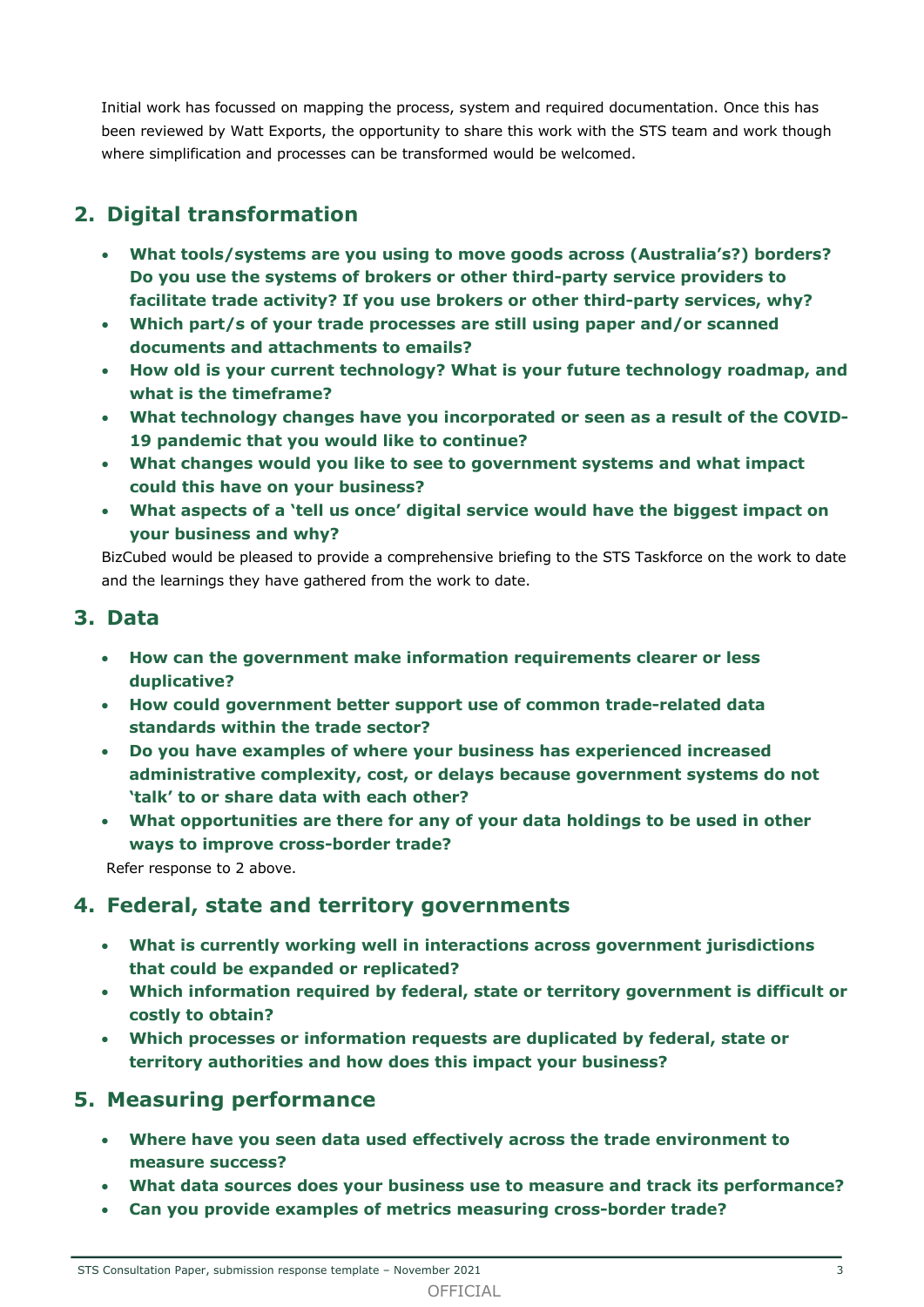Initial work has focussed on mapping the process, system and required documentation. Once this has been reviewed by Watt Exports, the opportunity to share this work with the STS team and work though where simplification and processes can be transformed would be welcomed.

## 2. Digital transformation

- **What tools/systems are you using to move goods across (Australia's?) borders? Do you use the systems of brokers or other third-party service providers to facilitate trade activity? If you use brokers or other third-party services, why?**
- **Which part/s of your trade processes are still using paper and/or scanned documents and attachments to emails?**
- **How old is your current technology? What is your future technology roadmap, and what is the timeframe?**
- **What technology changes have you incorporated or seen as a result of the COVID-19 pandemic that you would like to continue?**
- **What changes would you like to see to government systems and what impact could this have on your business?**
- **What aspects of a 'tell us once' digital service would have the biggest impact on your business and why?**

BizCubed would be pleased to provide a comprehensive briefing to the STS Taskforce on the work to date and the learnings they have gathered from the work to date.

## 3. Data

- **How can the government make information requirements clearer or less duplicative?**
- **How could government better support use of common trade-related data standards within the trade sector?**
- **Do you have examples of where your business has experienced increased administrative complexity, cost, or delays because government systems do not 'talk' to or share data with each other?**
- **What opportunities are there for any of your data holdings to be used in other ways to improve cross-border trade?**

Refer response to 2 above.

## 4. Federal, state and territory governments

- **What is currently working well in interactions across government jurisdictions that could be expanded or replicated?**
- **Which information required by federal, state or territory government is difficult or costly to obtain?**
- **Which processes or information requests are duplicated by federal, state or territory authorities and how does this impact your business?**

## 5. Measuring performance

- **Where have you seen data used effectively across the trade environment to measure success?**
- **What data sources does your business use to measure and track its performance?**
- **Can you provide examples of metrics measuring cross-border trade?**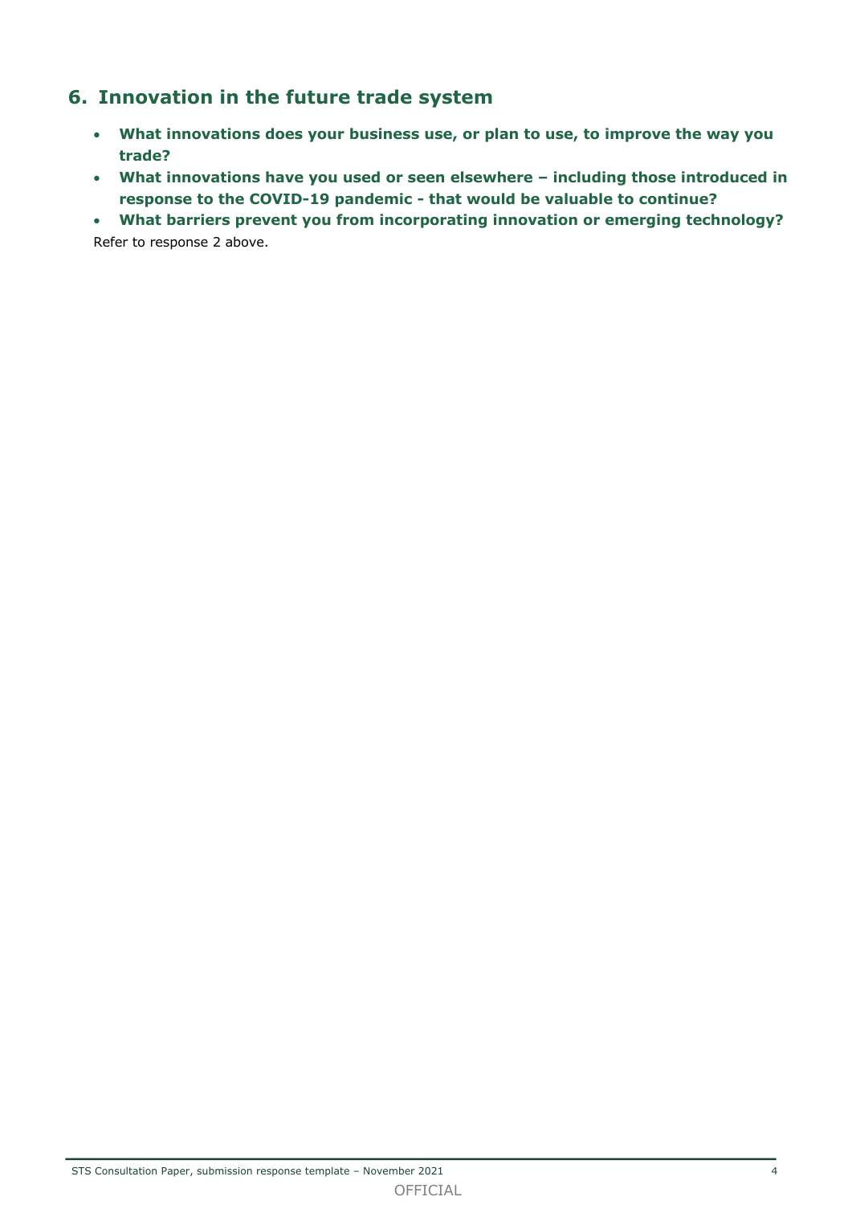## 6. Innovation in the future trade system

- **What innovations does your business use, or plan to use, to improve the way you trade?**
- **What innovations have you used or seen elsewhere – including those introduced in response to the COVID-19 pandemic - that would be valuable to continue?**
- **What barriers prevent you from incorporating innovation or emerging technology?**

Refer to response 2 above.